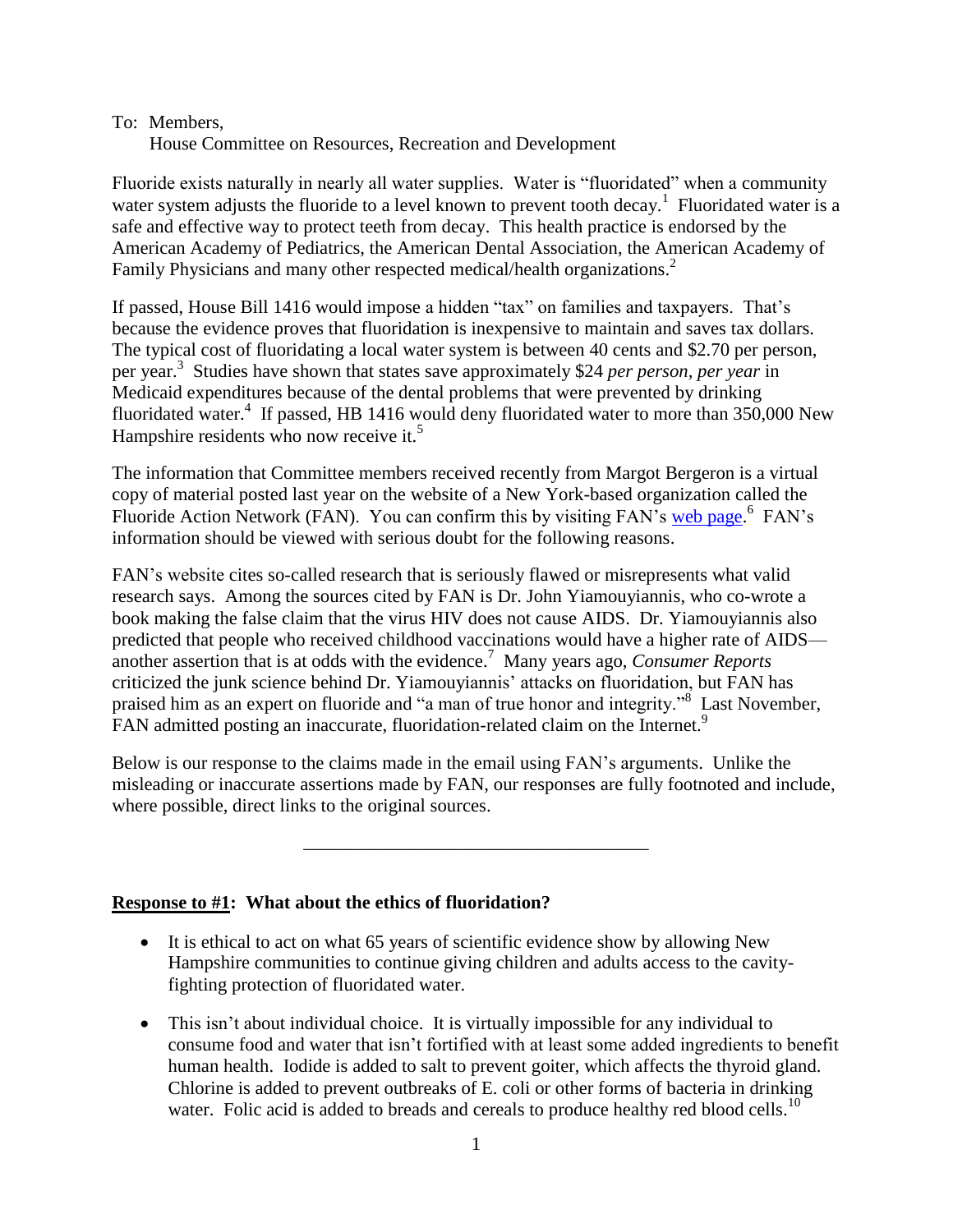To: Members,
House Committee on Resources, Recreation and Development

Fluoride exists naturally in nearly all water supplies. Water is "fluoridated" when a community water system adjusts the fluoride to a level known to prevent tooth decay.[1] Fluoridated water is a safe and effective way to protect teeth from decay. This health practice is endorsed by the American Academy of Pediatrics, the American Dental Association, the American Academy of Family Physicians and many other respected medical/health organizations.[2]

If passed, House Bill 1416 would impose a hidden "tax" on families and taxpayers. That's because the evidence proves that fluoridation is inexpensive to maintain and saves tax dollars. The typical cost of fluoridating a local water system is between 40 cents and $2.70 per person, per year.[3] Studies have shown that states save approximately $24 *per person, per year* in Medicaid expenditures because of the dental problems that were prevented by drinking fluoridated water.[4] If passed, HB 1416 would deny fluoridated water to more than 350,000 New Hampshire residents who now receive it.[5]

The information that Committee members received recently from Margot Bergeron is a virtual copy of material posted last year on the website of a New York-based organization called the Fluoride Action Network (FAN). You can confirm this by visiting FAN's web page.[6] FAN's information should be viewed with serious doubt for the following reasons.

FAN's website cites so-called research that is seriously flawed or misrepresents what valid research says. Among the sources cited by FAN is Dr. John Yiamouyiannis, who co-wrote a book making the false claim that the virus HIV does not cause AIDS. Dr. Yiamouyiannis also predicted that people who received childhood vaccinations would have a higher rate of AIDS—another assertion that is at odds with the evidence.[7] Many years ago, *Consumer Reports* criticized the junk science behind Dr. Yiamouyiannis' attacks on fluoridation, but FAN has praised him as an expert on fluoride and "a man of true honor and integrity."[8] Last November, FAN admitted posting an inaccurate, fluoridation-related claim on the Internet.[9]

Below is our response to the claims made in the email using FAN's arguments. Unlike the misleading or inaccurate assertions made by FAN, our responses are fully footnoted and include, where possible, direct links to the original sources.

---

**Response to #1: What about the ethics of fluoridation?**

- It is ethical to act on what 65 years of scientific evidence show by allowing New Hampshire communities to continue giving children and adults access to the cavity-fighting protection of fluoridated water.

- This isn't about individual choice. It is virtually impossible for any individual to consume food and water that isn't fortified with at least some added ingredients to benefit human health. Iodide is added to salt to prevent goiter, which affects the thyroid gland. Chlorine is added to prevent outbreaks of E. coli or other forms of bacteria in drinking water. Folic acid is added to breads and cereals to produce healthy red blood cells.[10]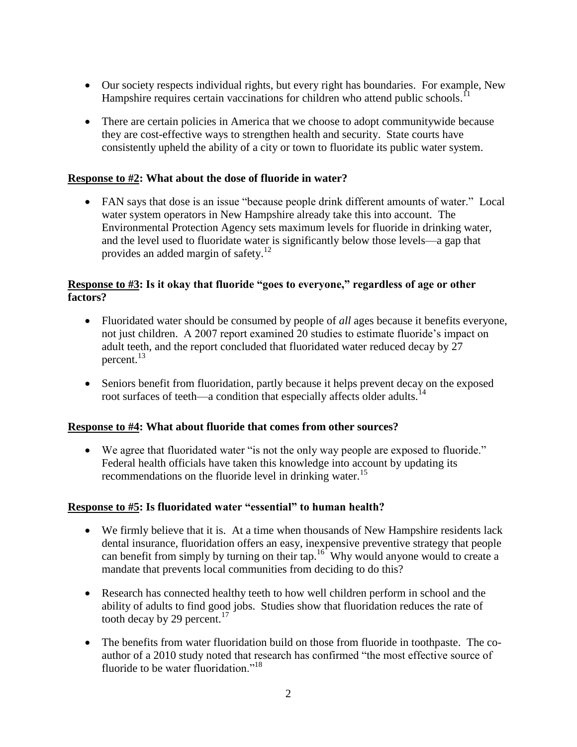- Our society respects individual rights, but every right has boundaries. For example, New Hampshire requires certain vaccinations for children who attend public schools.[11]

- There are certain policies in America that we choose to adopt communitywide because they are cost-effective ways to strengthen health and security. State courts have consistently upheld the ability of a city or town to fluoridate its public water system.

**Response to #2: What about the dose of fluoride in water?**

- FAN says that dose is an issue "because people drink different amounts of water." Local water system operators in New Hampshire already take this into account. The Environmental Protection Agency sets maximum levels for fluoride in drinking water, and the level used to fluoridate water is significantly below those levels—a gap that provides an added margin of safety.[12]

**Response to #3: Is it okay that fluoride "goes to everyone," regardless of age or other factors?**

- Fluoridated water should be consumed by people of *all* ages because it benefits everyone, not just children. A 2007 report examined 20 studies to estimate fluoride's impact on adult teeth, and the report concluded that fluoridated water reduced decay by 27 percent.[13]

- Seniors benefit from fluoridation, partly because it helps prevent decay on the exposed root surfaces of teeth—a condition that especially affects older adults.[14]

**Response to #4: What about fluoride that comes from other sources?**

- We agree that fluoridated water "is not the only way people are exposed to fluoride." Federal health officials have taken this knowledge into account by updating its recommendations on the fluoride level in drinking water.[15]

**Response to #5: Is fluoridated water "essential" to human health?**

- We firmly believe that it is. At a time when thousands of New Hampshire residents lack dental insurance, fluoridation offers an easy, inexpensive preventive strategy that people can benefit from simply by turning on their tap.[16] Why would anyone would to create a mandate that prevents local communities from deciding to do this?

- Research has connected healthy teeth to how well children perform in school and the ability of adults to find good jobs. Studies show that fluoridation reduces the rate of tooth decay by 29 percent.[17]

- The benefits from water fluoridation build on those from fluoride in toothpaste. The co-author of a 2010 study noted that research has confirmed "the most effective source of fluoride to be water fluoridation."[18]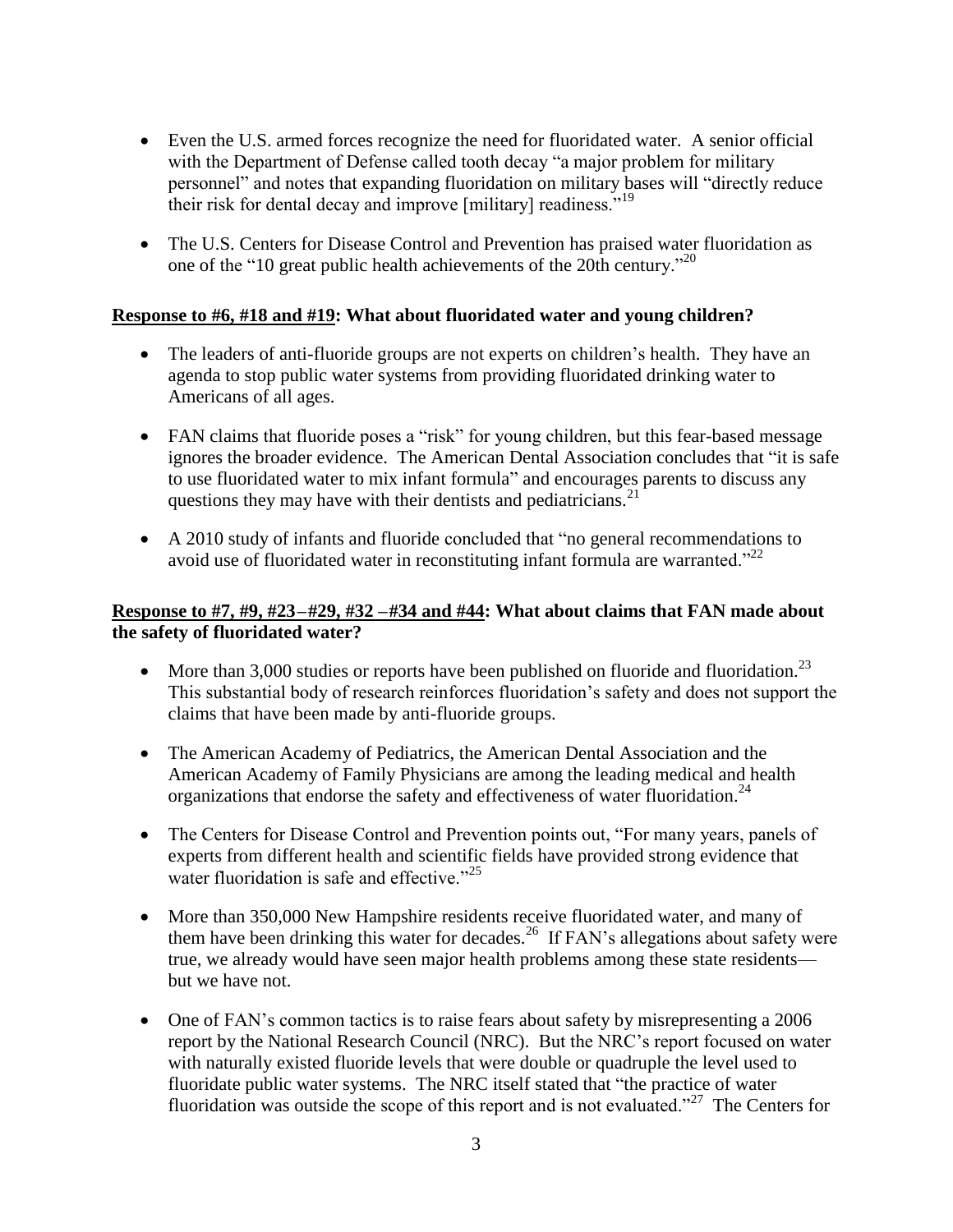- Even the U.S. armed forces recognize the need for fluoridated water. A senior official with the Department of Defense called tooth decay "a major problem for military personnel" and notes that expanding fluoridation on military bases will "directly reduce their risk for dental decay and improve [military] readiness."[19]

- The U.S. Centers for Disease Control and Prevention has praised water fluoridation as one of the "10 great public health achievements of the 20th century."[20]

**<u>Response to #6, #18 and #19</u>: What about fluoridated water and young children?**

- The leaders of anti-fluoride groups are not experts on children's health. They have an agenda to stop public water systems from providing fluoridated drinking water to Americans of all ages.

- FAN claims that fluoride poses a "risk" for young children, but this fear-based message ignores the broader evidence. The American Dental Association concludes that "it is safe to use fluoridated water to mix infant formula" and encourages parents to discuss any questions they may have with their dentists and pediatricians.[21]

- A 2010 study of infants and fluoride concluded that "no general recommendations to avoid use of fluoridated water in reconstituting infant formula are warranted."[22]

**<u>Response to #7, #9, #23–#29, #32 –#34 and #44</u>: What about claims that FAN made about the safety of fluoridated water?**

- More than 3,000 studies or reports have been published on fluoride and fluoridation.[23] This substantial body of research reinforces fluoridation's safety and does not support the claims that have been made by anti-fluoride groups.

- The American Academy of Pediatrics, the American Dental Association and the American Academy of Family Physicians are among the leading medical and health organizations that endorse the safety and effectiveness of water fluoridation.[24]

- The Centers for Disease Control and Prevention points out, "For many years, panels of experts from different health and scientific fields have provided strong evidence that water fluoridation is safe and effective."[25]

- More than 350,000 New Hampshire residents receive fluoridated water, and many of them have been drinking this water for decades.[26] If FAN's allegations about safety were true, we already would have seen major health problems among these state residents—but we have not.

- One of FAN's common tactics is to raise fears about safety by misrepresenting a 2006 report by the National Research Council (NRC). But the NRC's report focused on water with naturally existed fluoride levels that were double or quadruple the level used to fluoridate public water systems. The NRC itself stated that "the practice of water fluoridation was outside the scope of this report and is not evaluated."[27] The Centers for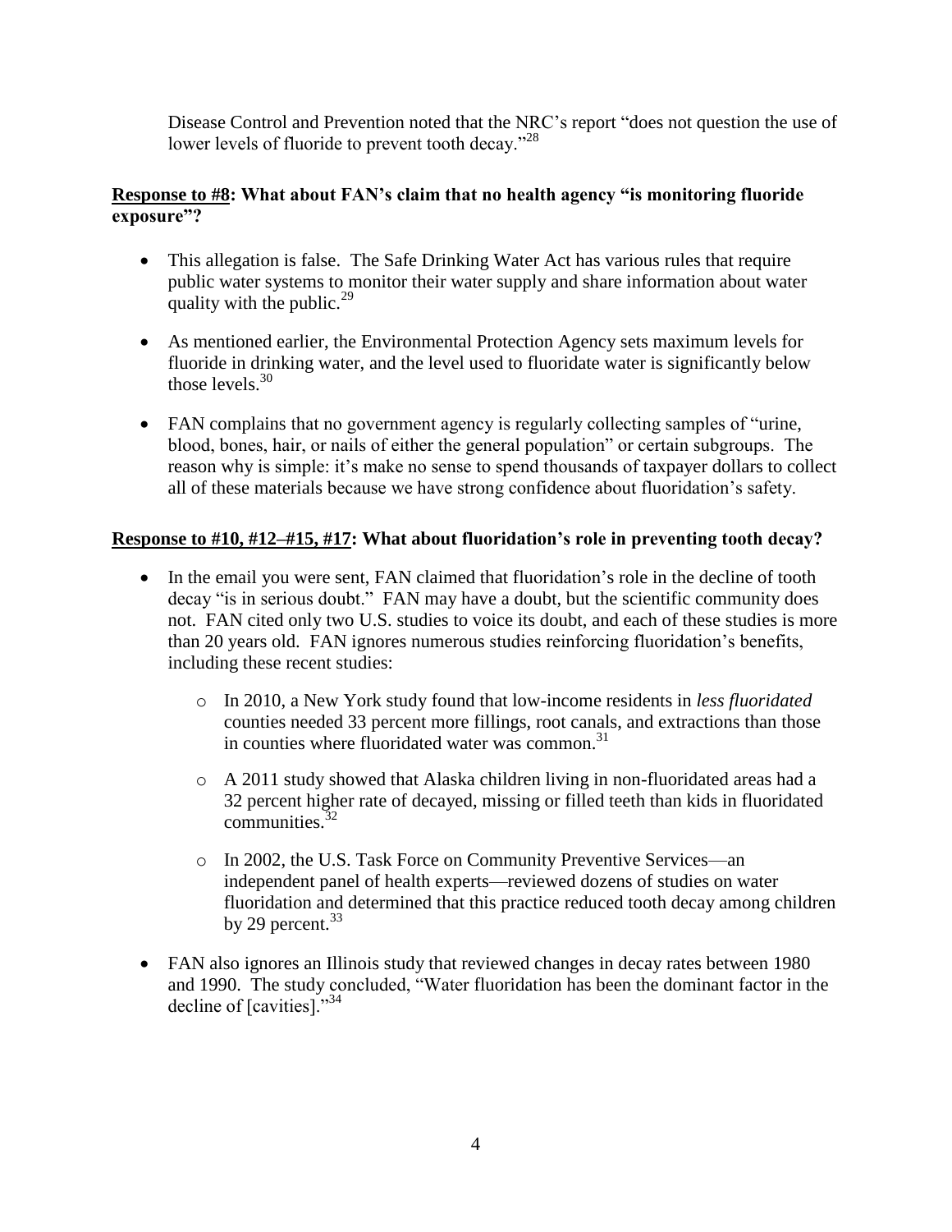Disease Control and Prevention noted that the NRC's report "does not question the use of lower levels of fluoride to prevent tooth decay."[28]

**<u>Response to #8</u>: What about FAN's claim that no health agency "is monitoring fluoride exposure"?**

- This allegation is false. The Safe Drinking Water Act has various rules that require public water systems to monitor their water supply and share information about water quality with the public.[29]

- As mentioned earlier, the Environmental Protection Agency sets maximum levels for fluoride in drinking water, and the level used to fluoridate water is significantly below those levels.[30]

- FAN complains that no government agency is regularly collecting samples of "urine, blood, bones, hair, or nails of either the general population" or certain subgroups. The reason why is simple: it's make no sense to spend thousands of taxpayer dollars to collect all of these materials because we have strong confidence about fluoridation's safety.

**<u>Response to #10, #12–#15, #17</u>: What about fluoridation's role in preventing tooth decay?**

- In the email you were sent, FAN claimed that fluoridation's role in the decline of tooth decay "is in serious doubt." FAN may have a doubt, but the scientific community does not. FAN cited only two U.S. studies to voice its doubt, and each of these studies is more than 20 years old. FAN ignores numerous studies reinforcing fluoridation's benefits, including these recent studies:

    - In 2010, a New York study found that low-income residents in *less fluoridated* counties needed 33 percent more fillings, root canals, and extractions than those in counties where fluoridated water was common.[31]

    - A 2011 study showed that Alaska children living in non-fluoridated areas had a 32 percent higher rate of decayed, missing or filled teeth than kids in fluoridated communities.[32]

    - In 2002, the U.S. Task Force on Community Preventive Services—an independent panel of health experts—reviewed dozens of studies on water fluoridation and determined that this practice reduced tooth decay among children by 29 percent.[33]

- FAN also ignores an Illinois study that reviewed changes in decay rates between 1980 and 1990. The study concluded, "Water fluoridation has been the dominant factor in the decline of [cavities]."[34]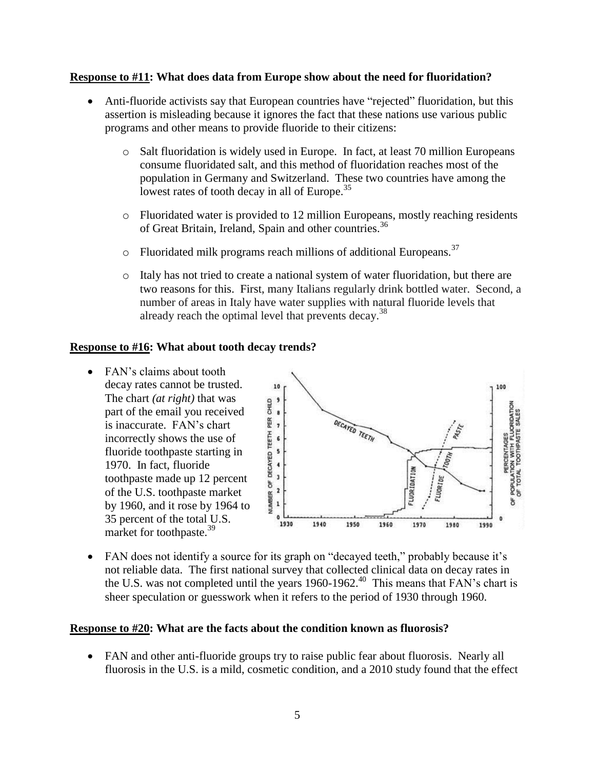**Response to #11: What does data from Europe show about the need for fluoridation?**

- Anti-fluoride activists say that European countries have "rejected" fluoridation, but this assertion is misleading because it ignores the fact that these nations use various public programs and other means to provide fluoride to their citizens:
  - Salt fluoridation is widely used in Europe. In fact, at least 70 million Europeans consume fluoridated salt, and this method of fluoridation reaches most of the population in Germany and Switzerland. These two countries have among the lowest rates of tooth decay in all of Europe.[35]
  - Fluoridated water is provided to 12 million Europeans, mostly reaching residents of Great Britain, Ireland, Spain and other countries.[36]
  - Fluoridated milk programs reach millions of additional Europeans.[37]
  - Italy has not tried to create a national system of water fluoridation, but there are two reasons for this. First, many Italians regularly drink bottled water. Second, a number of areas in Italy have water supplies with natural fluoride levels that already reach the optimal level that prevents decay.[38]

**Response to #16: What about tooth decay trends?**

- FAN's claims about tooth decay rates cannot be trusted. The chart *(at right)* that was part of the email you received is inaccurate. FAN's chart incorrectly shows the use of fluoride toothpaste starting in 1970. In fact, fluoride toothpaste made up 12 percent of the U.S. toothpaste market by 1960, and it rose by 1964 to 35 percent of the total U.S. market for toothpaste.[39]
- FAN does not identify a source for its graph on "decayed teeth," probably because it's not reliable data. The first national survey that collected clinical data on decay rates in the U.S. was not completed until the years 1960-1962.[40] This means that FAN's chart is sheer speculation or guesswork when it refers to the period of 1930 through 1960.

**Response to #20: What are the facts about the condition known as fluorosis?**

- FAN and other anti-fluoride groups try to raise public fear about fluorosis. Nearly all fluorosis in the U.S. is a mild, cosmetic condition, and a 2010 study found that the effect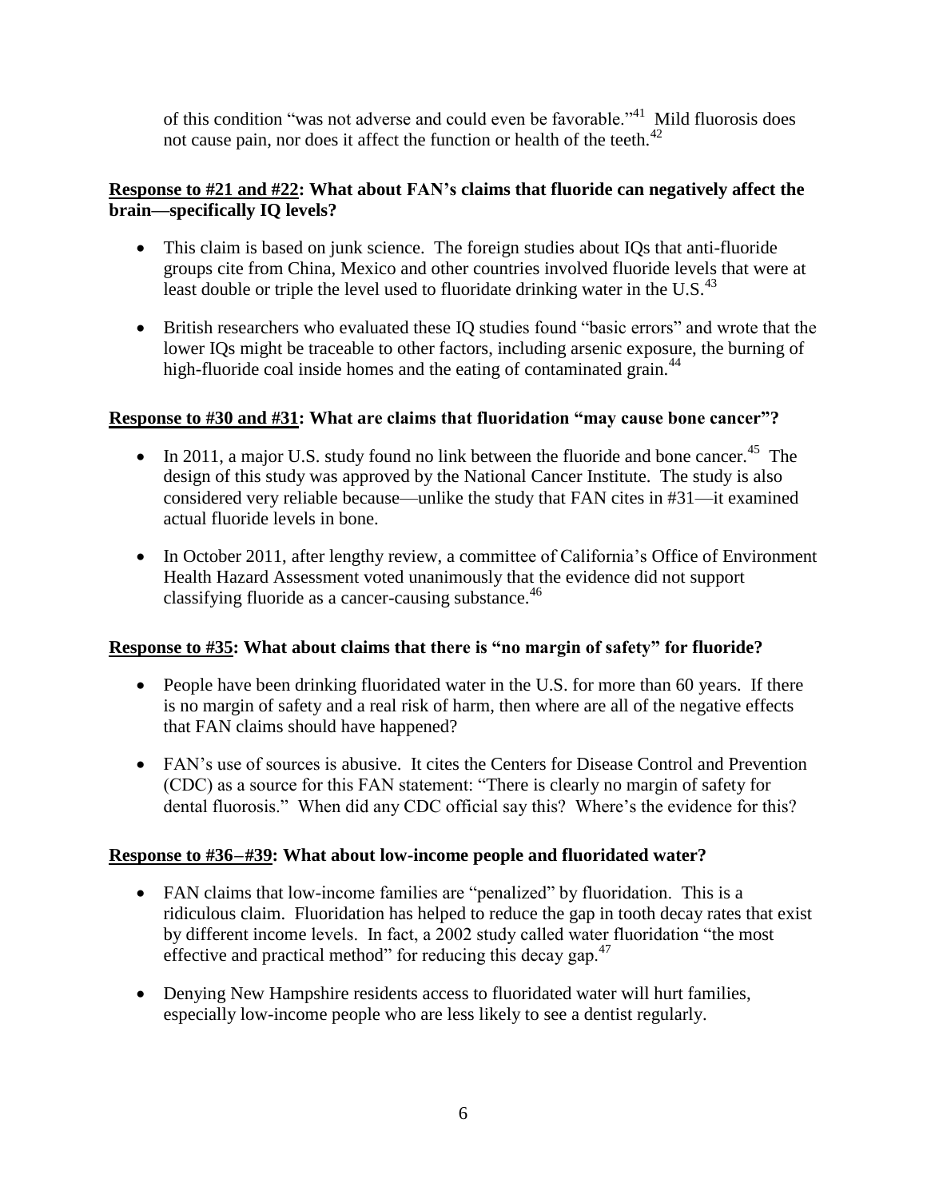of this condition "was not adverse and could even be favorable."[41] Mild fluorosis does not cause pain, nor does it affect the function or health of the teeth.[42]

**Response to #21 and #22: What about FAN's claims that fluoride can negatively affect the brain—specifically IQ levels?**

- This claim is based on junk science. The foreign studies about IQs that anti-fluoride groups cite from China, Mexico and other countries involved fluoride levels that were at least double or triple the level used to fluoridate drinking water in the U.S.[43]
- British researchers who evaluated these IQ studies found "basic errors" and wrote that the lower IQs might be traceable to other factors, including arsenic exposure, the burning of high-fluoride coal inside homes and the eating of contaminated grain.[44]

**Response to #30 and #31: What are claims that fluoridation "may cause bone cancer"?**

- In 2011, a major U.S. study found no link between the fluoride and bone cancer.[45] The design of this study was approved by the National Cancer Institute. The study is also considered very reliable because—unlike the study that FAN cites in #31—it examined actual fluoride levels in bone.
- In October 2011, after lengthy review, a committee of California's Office of Environment Health Hazard Assessment voted unanimously that the evidence did not support classifying fluoride as a cancer-causing substance.[46]

**Response to #35: What about claims that there is "no margin of safety" for fluoride?**

- People have been drinking fluoridated water in the U.S. for more than 60 years. If there is no margin of safety and a real risk of harm, then where are all of the negative effects that FAN claims should have happened?
- FAN's use of sources is abusive. It cites the Centers for Disease Control and Prevention (CDC) as a source for this FAN statement: "There is clearly no margin of safety for dental fluorosis." When did any CDC official say this? Where's the evidence for this?

**Response to #36–#39: What about low-income people and fluoridated water?**

- FAN claims that low-income families are "penalized" by fluoridation. This is a ridiculous claim. Fluoridation has helped to reduce the gap in tooth decay rates that exist by different income levels. In fact, a 2002 study called water fluoridation "the most effective and practical method" for reducing this decay gap.[47]
- Denying New Hampshire residents access to fluoridated water will hurt families, especially low-income people who are less likely to see a dentist regularly.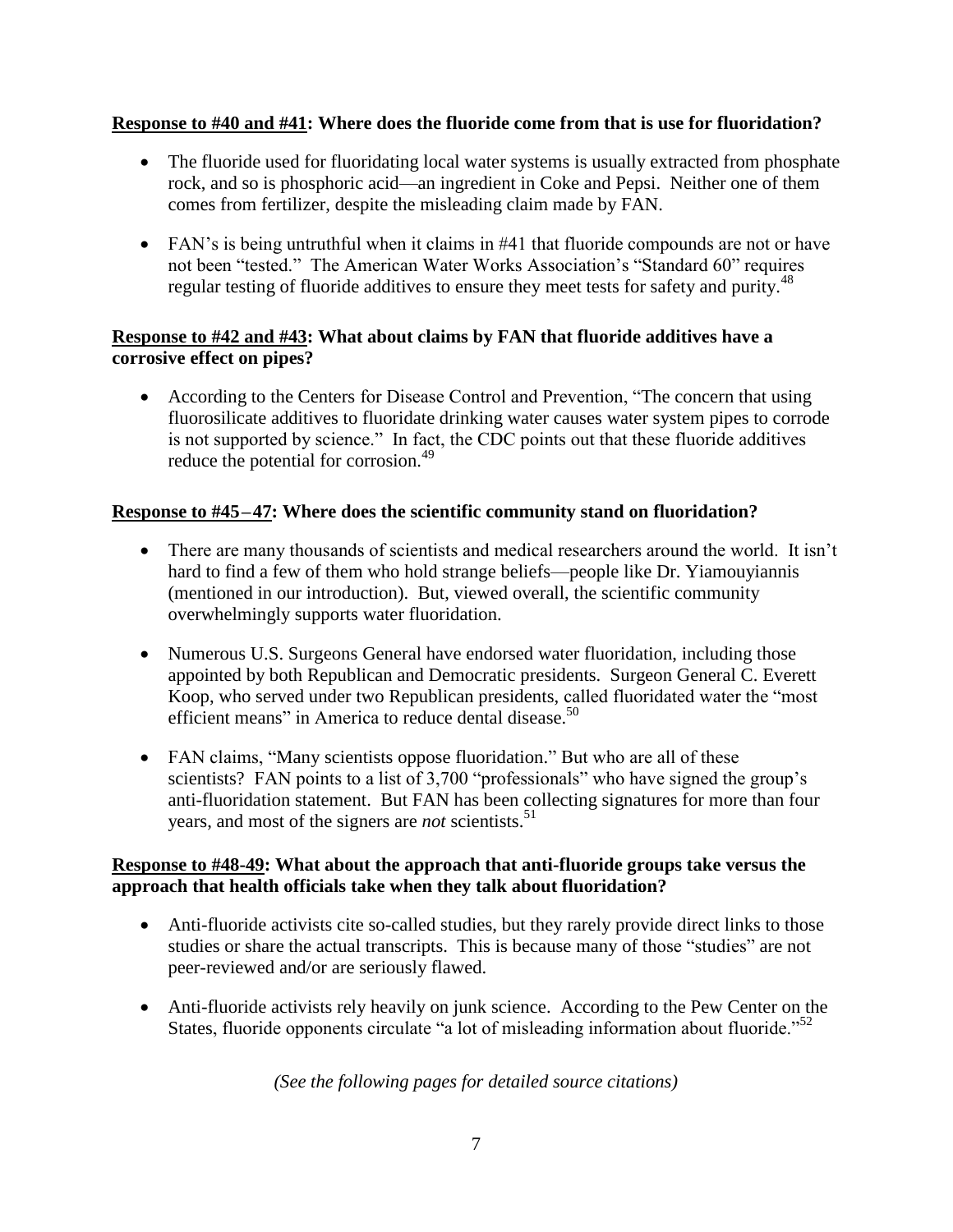**Response to #40 and #41: Where does the fluoride come from that is use for fluoridation?**

- The fluoride used for fluoridating local water systems is usually extracted from phosphate rock, and so is phosphoric acid—an ingredient in Coke and Pepsi. Neither one of them comes from fertilizer, despite the misleading claim made by FAN.
- FAN's is being untruthful when it claims in #41 that fluoride compounds are not or have not been "tested." The American Water Works Association's "Standard 60" requires regular testing of fluoride additives to ensure they meet tests for safety and purity.[48]

**Response to #42 and #43: What about claims by FAN that fluoride additives have a corrosive effect on pipes?**

- According to the Centers for Disease Control and Prevention, "The concern that using fluorosilicate additives to fluoridate drinking water causes water system pipes to corrode is not supported by science." In fact, the CDC points out that these fluoride additives reduce the potential for corrosion.[49]

**Response to #45–47: Where does the scientific community stand on fluoridation?**

- There are many thousands of scientists and medical researchers around the world. It isn't hard to find a few of them who hold strange beliefs—people like Dr. Yiamouyiannis (mentioned in our introduction). But, viewed overall, the scientific community overwhelmingly supports water fluoridation.
- Numerous U.S. Surgeons General have endorsed water fluoridation, including those appointed by both Republican and Democratic presidents. Surgeon General C. Everett Koop, who served under two Republican presidents, called fluoridated water the "most efficient means" in America to reduce dental disease.[50]
- FAN claims, "Many scientists oppose fluoridation." But who are all of these scientists? FAN points to a list of 3,700 "professionals" who have signed the group's anti-fluoridation statement. But FAN has been collecting signatures for more than four years, and most of the signers are *not* scientists.[51]

**Response to #48-49: What about the approach that anti-fluoride groups take versus the approach that health officials take when they talk about fluoridation?**

- Anti-fluoride activists cite so-called studies, but they rarely provide direct links to those studies or share the actual transcripts. This is because many of those "studies" are not peer-reviewed and/or are seriously flawed.
- Anti-fluoride activists rely heavily on junk science. According to the Pew Center on the States, fluoride opponents circulate "a lot of misleading information about fluoride."[52]

*(See the following pages for detailed source citations)*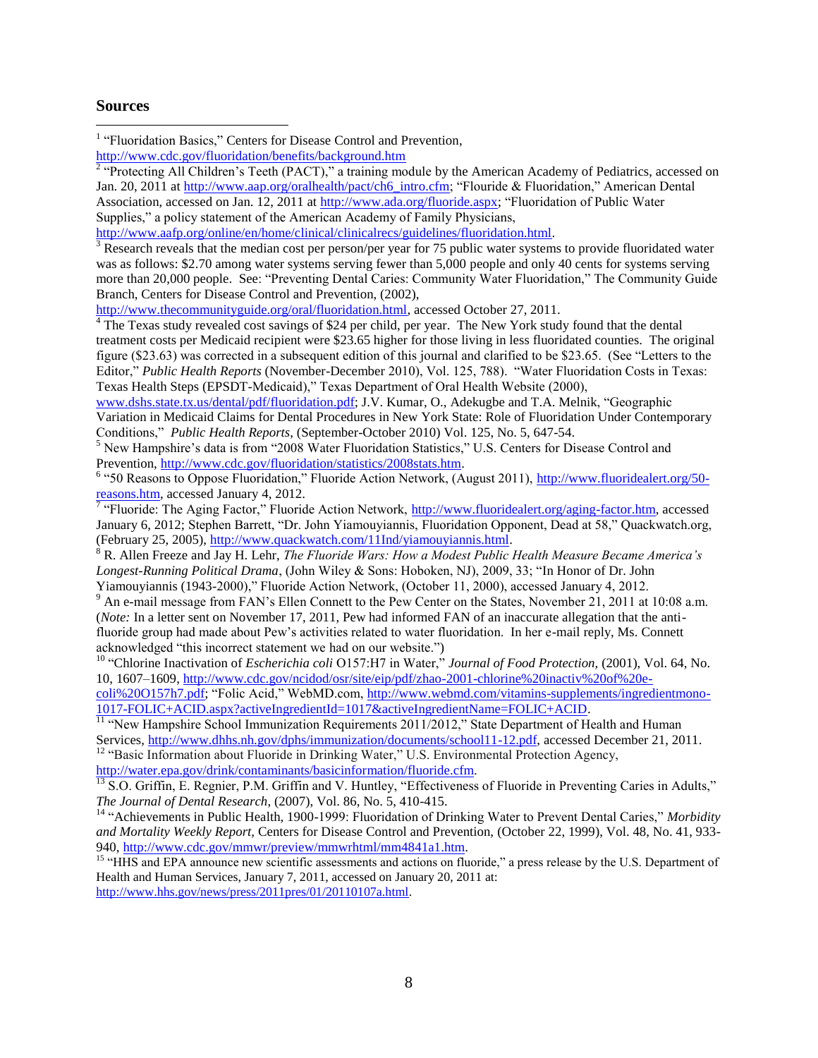## Sources

[1] "Fluoridation Basics," Centers for Disease Control and Prevention, http://www.cdc.gov/fluoridation/benefits/background.htm

[2] "Protecting All Children's Teeth (PACT)," a training module by the American Academy of Pediatrics, accessed on Jan. 20, 2011 at http://www.aap.org/oralhealth/pact/ch6_intro.cfm; "Flouride & Fluoridation," American Dental Association, accessed on Jan. 12, 2011 at http://www.ada.org/fluoride.aspx; "Fluoridation of Public Water Supplies," a policy statement of the American Academy of Family Physicians, http://www.aafp.org/online/en/home/clinical/clinicalrecs/guidelines/fluoridation.html.

[3] Research reveals that the median cost per person/per year for 75 public water systems to provide fluoridated water was as follows: $2.70 among water systems serving fewer than 5,000 people and only 40 cents for systems serving more than 20,000 people. See: "Preventing Dental Caries: Community Water Fluoridation," The Community Guide Branch, Centers for Disease Control and Prevention, (2002), http://www.thecommunityguide.org/oral/fluoridation.html, accessed October 27, 2011.

[4] The Texas study revealed cost savings of $24 per child, per year. The New York study found that the dental treatment costs per Medicaid recipient were $23.65 higher for those living in less fluoridated counties. The original figure ($23.63) was corrected in a subsequent edition of this journal and clarified to be $23.65. (See "Letters to the Editor," *Public Health Reports* (November-December 2010), Vol. 125, 788). "Water Fluoridation Costs in Texas: Texas Health Steps (EPSDT-Medicaid)," Texas Department of Oral Health Website (2000), www.dshs.state.tx.us/dental/pdf/fluoridation.pdf; J.V. Kumar, O., Adekugbe and T.A. Melnik, "Geographic Variation in Medicaid Claims for Dental Procedures in New York State: Role of Fluoridation Under Contemporary Conditions," *Public Health Reports*, (September-October 2010) Vol. 125, No. 5, 647-54.

[5] New Hampshire's data is from "2008 Water Fluoridation Statistics," U.S. Centers for Disease Control and Prevention, http://www.cdc.gov/fluoridation/statistics/2008stats.htm.

[6] "50 Reasons to Oppose Fluoridation," Fluoride Action Network, (August 2011), http://www.fluoridealert.org/50-reasons.htm, accessed January 4, 2012.

[7] "Fluoride: The Aging Factor," Fluoride Action Network, http://www.fluoridealert.org/aging-factor.htm, accessed January 6, 2012; Stephen Barrett, "Dr. John Yiamouyiannis, Fluoridation Opponent, Dead at 58," Quackwatch.org, (February 25, 2005), http://www.quackwatch.com/11Ind/yiamouyiannis.html.

[8] R. Allen Freeze and Jay H. Lehr, *The Fluoride Wars: How a Modest Public Health Measure Became America's Longest-Running Political Drama*, (John Wiley & Sons: Hoboken, NJ), 2009, 33; "In Honor of Dr. John Yiamouyiannis (1943-2000)," Fluoride Action Network, (October 11, 2000), accessed January 4, 2012.

[9] An e-mail message from FAN's Ellen Connett to the Pew Center on the States, November 21, 2011 at 10:08 a.m. (*Note:* In a letter sent on November 17, 2011, Pew had informed FAN of an inaccurate allegation that the anti-fluoride group had made about Pew's activities related to water fluoridation. In her e-mail reply, Ms. Connett acknowledged "this incorrect statement we had on our website.")

[10] "Chlorine Inactivation of *Escherichia coli* O157:H7 in Water," *Journal of Food Protection,* (2001), Vol. 64, No. 10, 1607–1609, http://www.cdc.gov/ncidod/osr/site/eip/pdf/zhao-2001-chlorine%20inactiv%20of%20e-coli%20O157h7.pdf; "Folic Acid," WebMD.com, http://www.webmd.com/vitamins-supplements/ingredientmono-1017-FOLIC+ACID.aspx?activeIngredientId=1017&activeIngredientName=FOLIC+ACID.

[11] "New Hampshire School Immunization Requirements 2011/2012," State Department of Health and Human Services, http://www.dhhs.nh.gov/dphs/immunization/documents/school11-12.pdf, accessed December 21, 2011.

[12] "Basic Information about Fluoride in Drinking Water," U.S. Environmental Protection Agency, http://water.epa.gov/drink/contaminants/basicinformation/fluoride.cfm.

[13] S.O. Griffin, E. Regnier, P.M. Griffin and V. Huntley, "Effectiveness of Fluoride in Preventing Caries in Adults," *The Journal of Dental Research*, (2007), Vol. 86, No. 5, 410-415.

[14] "Achievements in Public Health, 1900-1999: Fluoridation of Drinking Water to Prevent Dental Caries," *Morbidity and Mortality Weekly Report,* Centers for Disease Control and Prevention, (October 22, 1999), Vol. 48, No. 41, 933-940, http://www.cdc.gov/mmwr/preview/mmwrhtml/mm4841a1.htm.

[15] "HHS and EPA announce new scientific assessments and actions on fluoride," a press release by the U.S. Department of Health and Human Services, January 7, 2011, accessed on January 20, 2011 at: http://www.hhs.gov/news/press/2011pres/01/20110107a.html.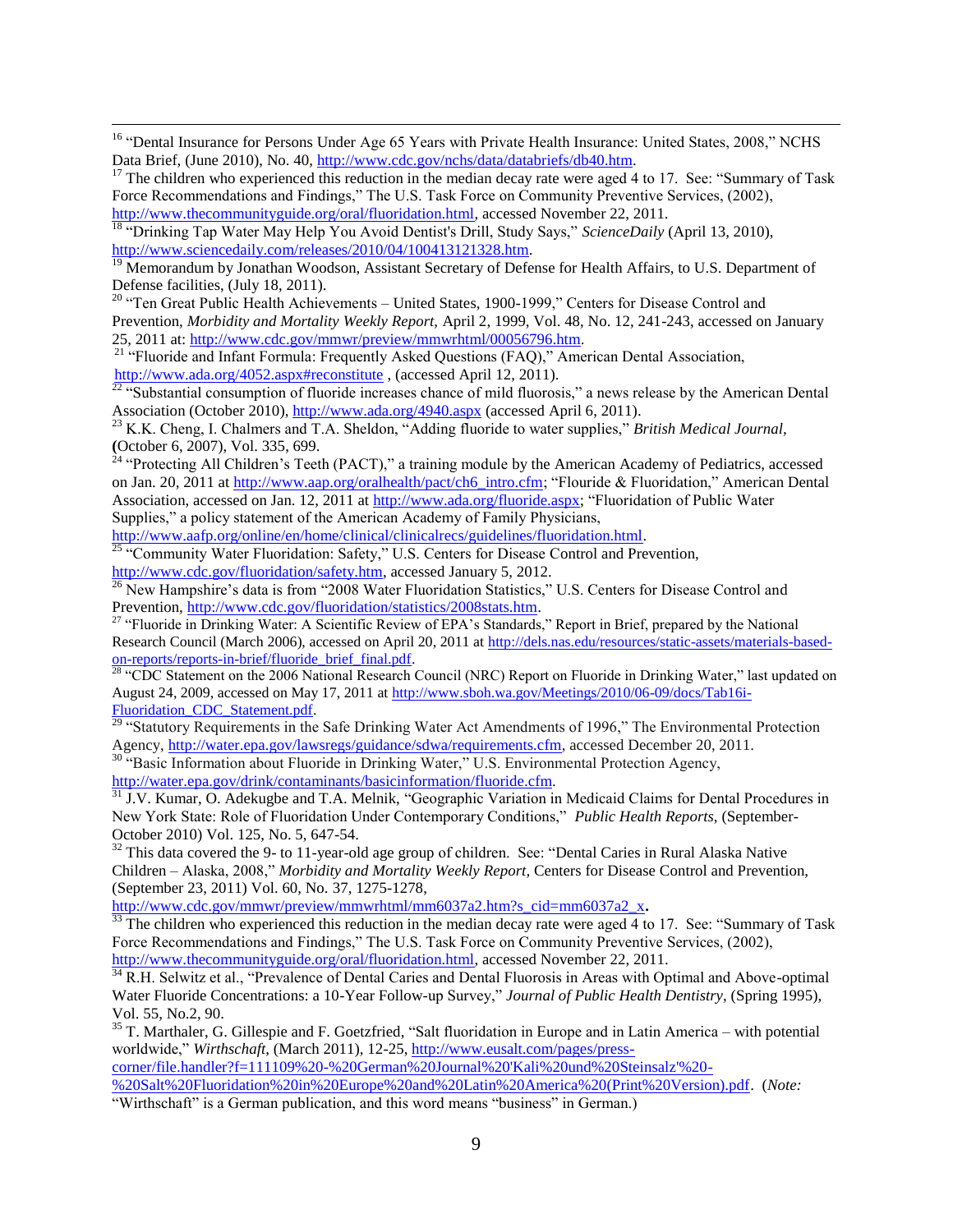[16] "Dental Insurance for Persons Under Age 65 Years with Private Health Insurance: United States, 2008," NCHS Data Brief, (June 2010), No. 40, http://www.cdc.gov/nchs/data/databriefs/db40.htm.

[17] The children who experienced this reduction in the median decay rate were aged 4 to 17. See: "Summary of Task Force Recommendations and Findings," The U.S. Task Force on Community Preventive Services, (2002), http://www.thecommunityguide.org/oral/fluoridation.html, accessed November 22, 2011.

[18] "Drinking Tap Water May Help You Avoid Dentist's Drill, Study Says," *ScienceDaily* (April 13, 2010), http://www.sciencedaily.com/releases/2010/04/100413121328.htm.

[19] Memorandum by Jonathan Woodson, Assistant Secretary of Defense for Health Affairs, to U.S. Department of Defense facilities, (July 18, 2011).

[20] "Ten Great Public Health Achievements – United States, 1900-1999," Centers for Disease Control and Prevention, *Morbidity and Mortality Weekly Report,* April 2, 1999, Vol. 48, No. 12, 241-243, accessed on January 25, 2011 at: http://www.cdc.gov/mmwr/preview/mmwrhtml/00056796.htm.

[21] "Fluoride and Infant Formula: Frequently Asked Questions (FAQ)," American Dental Association, http://www.ada.org/4052.aspx#reconstitute , (accessed April 12, 2011).

[22] "Substantial consumption of fluoride increases chance of mild fluorosis," a news release by the American Dental Association (October 2010), http://www.ada.org/4940.aspx (accessed April 6, 2011).

[23] K.K. Cheng, I. Chalmers and T.A. Sheldon, "Adding fluoride to water supplies," *British Medical Journal,* **(**October 6, 2007), Vol. 335, 699.

[24] "Protecting All Children's Teeth (PACT)," a training module by the American Academy of Pediatrics, accessed on Jan. 20, 2011 at http://www.aap.org/oralhealth/pact/ch6_intro.cfm; "Flouride & Fluoridation," American Dental Association, accessed on Jan. 12, 2011 at http://www.ada.org/fluoride.aspx; "Fluoridation of Public Water Supplies," a policy statement of the American Academy of Family Physicians, http://www.aafp.org/online/en/home/clinical/clinicalrecs/guidelines/fluoridation.html.

[25] "Community Water Fluoridation: Safety," U.S. Centers for Disease Control and Prevention, http://www.cdc.gov/fluoridation/safety.htm, accessed January 5, 2012.

[26] New Hampshire's data is from "2008 Water Fluoridation Statistics," U.S. Centers for Disease Control and Prevention, http://www.cdc.gov/fluoridation/statistics/2008stats.htm.

[27] "Fluoride in Drinking Water: A Scientific Review of EPA's Standards," Report in Brief, prepared by the National Research Council (March 2006), accessed on April 20, 2011 at http://dels.nas.edu/resources/static-assets/materials-based-on-reports/reports-in-brief/fluoride_brief_final.pdf.

[28] "CDC Statement on the 2006 National Research Council (NRC) Report on Fluoride in Drinking Water," last updated on August 24, 2009, accessed on May 17, 2011 at http://www.sboh.wa.gov/Meetings/2010/06-09/docs/Tab16i-Fluoridation_CDC_Statement.pdf.

[29] "Statutory Requirements in the Safe Drinking Water Act Amendments of 1996," The Environmental Protection Agency, http://water.epa.gov/lawsregs/guidance/sdwa/requirements.cfm, accessed December 20, 2011.

[30] "Basic Information about Fluoride in Drinking Water," U.S. Environmental Protection Agency, http://water.epa.gov/drink/contaminants/basicinformation/fluoride.cfm.

[31] J.V. Kumar, O. Adekugbe and T.A. Melnik, "Geographic Variation in Medicaid Claims for Dental Procedures in New York State: Role of Fluoridation Under Contemporary Conditions," *Public Health Reports,* (September-October 2010) Vol. 125, No. 5, 647-54.

[32] This data covered the 9- to 11-year-old age group of children. See: "Dental Caries in Rural Alaska Native Children – Alaska, 2008," *Morbidity and Mortality Weekly Report*, Centers for Disease Control and Prevention, (September 23, 2011) Vol. 60, No. 37, 1275-1278, http://www.cdc.gov/mmwr/preview/mmwrhtml/mm6037a2.htm?s_cid=mm6037a2_x**.**

[33] The children who experienced this reduction in the median decay rate were aged 4 to 17. See: "Summary of Task Force Recommendations and Findings," The U.S. Task Force on Community Preventive Services, (2002), http://www.thecommunityguide.org/oral/fluoridation.html, accessed November 22, 2011.

[34] R.H. Selwitz et al., "Prevalence of Dental Caries and Dental Fluorosis in Areas with Optimal and Above-optimal Water Fluoride Concentrations: a 10-Year Follow-up Survey," *Journal of Public Health Dentistry,* (Spring 1995), Vol. 55, No.2, 90.

[35] T. Marthaler, G. Gillespie and F. Goetzfried, "Salt fluoridation in Europe and in Latin America – with potential worldwide," *Wirthschaft*, (March 2011), 12-25, http://www.eusalt.com/pages/press-corner/file.handler?f=111109%20-%20German%20Journal%20'Kali%20und%20Steinsalz'%20-%20Salt%20Fluoridation%20in%20Europe%20and%20Latin%20America%20(Print%20Version).pdf. (*Note:* "Wirthschaft" is a German publication, and this word means "business" in German.)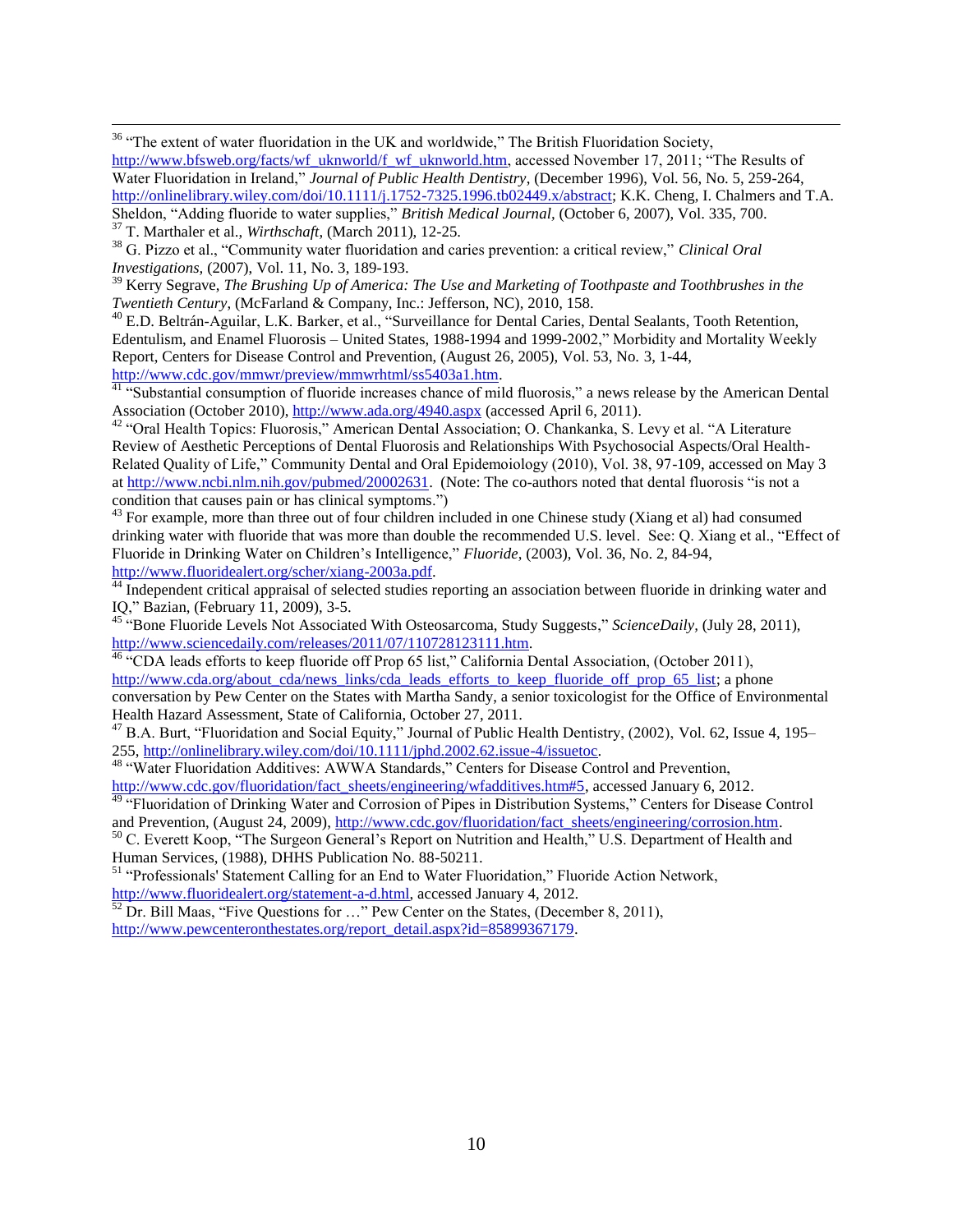[36] "The extent of water fluoridation in the UK and worldwide," The British Fluoridation Society, http://www.bfsweb.org/facts/wf_uknworld/f_wf_uknworld.htm, accessed November 17, 2011; "The Results of Water Fluoridation in Ireland," *Journal of Public Health Dentistry*, (December 1996), Vol. 56, No. 5, 259-264, http://onlinelibrary.wiley.com/doi/10.1111/j.1752-7325.1996.tb02449.x/abstract; K.K. Cheng, I. Chalmers and T.A. Sheldon, "Adding fluoride to water supplies," *British Medical Journal*, (October 6, 2007), Vol. 335, 700.

[37] T. Marthaler et al., *Wirthschaft*, (March 2011), 12-25.

[38] G. Pizzo et al., "Community water fluoridation and caries prevention: a critical review," *Clinical Oral Investigations*, (2007), Vol. 11, No. 3, 189-193.

[39] Kerry Segrave, *The Brushing Up of America: The Use and Marketing of Toothpaste and Toothbrushes in the Twentieth Century*, (McFarland & Company, Inc.: Jefferson, NC), 2010, 158.

[40] E.D. Beltrán-Aguilar, L.K. Barker, et al., "Surveillance for Dental Caries, Dental Sealants, Tooth Retention, Edentulism, and Enamel Fluorosis – United States, 1988-1994 and 1999-2002," Morbidity and Mortality Weekly Report, Centers for Disease Control and Prevention, (August 26, 2005), Vol. 53, No. 3, 1-44, http://www.cdc.gov/mmwr/preview/mmwrhtml/ss5403a1.htm.

[41] "Substantial consumption of fluoride increases chance of mild fluorosis," a news release by the American Dental Association (October 2010), http://www.ada.org/4940.aspx (accessed April 6, 2011).

[42] "Oral Health Topics: Fluorosis," American Dental Association; O. Chankanka, S. Levy et al. "A Literature Review of Aesthetic Perceptions of Dental Fluorosis and Relationships With Psychosocial Aspects/Oral Health-Related Quality of Life," Community Dental and Oral Epidemoiology (2010), Vol. 38, 97-109, accessed on May 3 at http://www.ncbi.nlm.nih.gov/pubmed/20002631. (Note: The co-authors noted that dental fluorosis "is not a condition that causes pain or has clinical symptoms.")

[43] For example, more than three out of four children included in one Chinese study (Xiang et al) had consumed drinking water with fluoride that was more than double the recommended U.S. level. See: Q. Xiang et al., "Effect of Fluoride in Drinking Water on Children's Intelligence," *Fluoride*, (2003), Vol. 36, No. 2, 84-94, http://www.fluoridealert.org/scher/xiang-2003a.pdf.

[44] Independent critical appraisal of selected studies reporting an association between fluoride in drinking water and IQ," Bazian, (February 11, 2009), 3-5.

[45] "Bone Fluoride Levels Not Associated With Osteosarcoma, Study Suggests," *ScienceDaily*, (July 28, 2011), http://www.sciencedaily.com/releases/2011/07/110728123111.htm.

[46] "CDA leads efforts to keep fluoride off Prop 65 list," California Dental Association, (October 2011), http://www.cda.org/about_cda/news_links/cda_leads_efforts_to_keep_fluoride_off_prop_65_list; a phone conversation by Pew Center on the States with Martha Sandy, a senior toxicologist for the Office of Environmental Health Hazard Assessment, State of California, October 27, 2011.

[47] B.A. Burt, "Fluoridation and Social Equity," Journal of Public Health Dentistry, (2002), Vol. 62, Issue 4, 195–255, http://onlinelibrary.wiley.com/doi/10.1111/jphd.2002.62.issue-4/issuetoc.

[48] "Water Fluoridation Additives: AWWA Standards," Centers for Disease Control and Prevention, http://www.cdc.gov/fluoridation/fact_sheets/engineering/wfadditives.htm#5, accessed January 6, 2012.

[49] "Fluoridation of Drinking Water and Corrosion of Pipes in Distribution Systems," Centers for Disease Control and Prevention, (August 24, 2009), http://www.cdc.gov/fluoridation/fact_sheets/engineering/corrosion.htm.

[50] C. Everett Koop, "The Surgeon General's Report on Nutrition and Health," U.S. Department of Health and Human Services, (1988), DHHS Publication No. 88-50211.

[51] "Professionals' Statement Calling for an End to Water Fluoridation," Fluoride Action Network, http://www.fluoridealert.org/statement-a-d.html, accessed January 4, 2012.

[52] Dr. Bill Maas, "Five Questions for …" Pew Center on the States, (December 8, 2011), http://www.pewcenteronthestates.org/report_detail.aspx?id=85899367179.